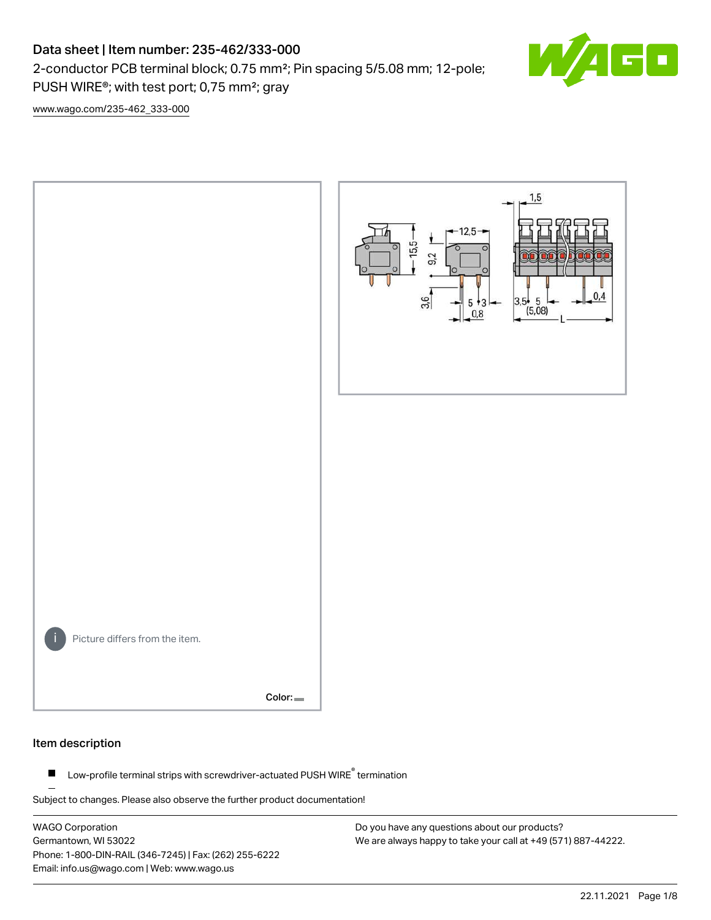# Data sheet | Item number: 235-462/333-000

2-conductor PCB terminal block; 0.75 mm²; Pin spacing 5/5.08 mm; 12-pole; PUSH WIRE®; with test port; 0,75 mm²; gray

www.wago.com/235-462_333-000

Picture differs from the item.

Color:

## Item description

- Low-profile terminal strips with screwdriver-actuated PUSH WIRE® termination

Subject to changes. Please also observe the further product documentation!

WAGO Corporation
Germantown, WI 53022
Phone: 1-800-DIN-RAIL (346-7245) | Fax: (262) 255-6222
Email: info.us@wago.com | Web: www.wago.us

Do you have any questions about our products?
We are always happy to take your call at +49 (571) 887-44222.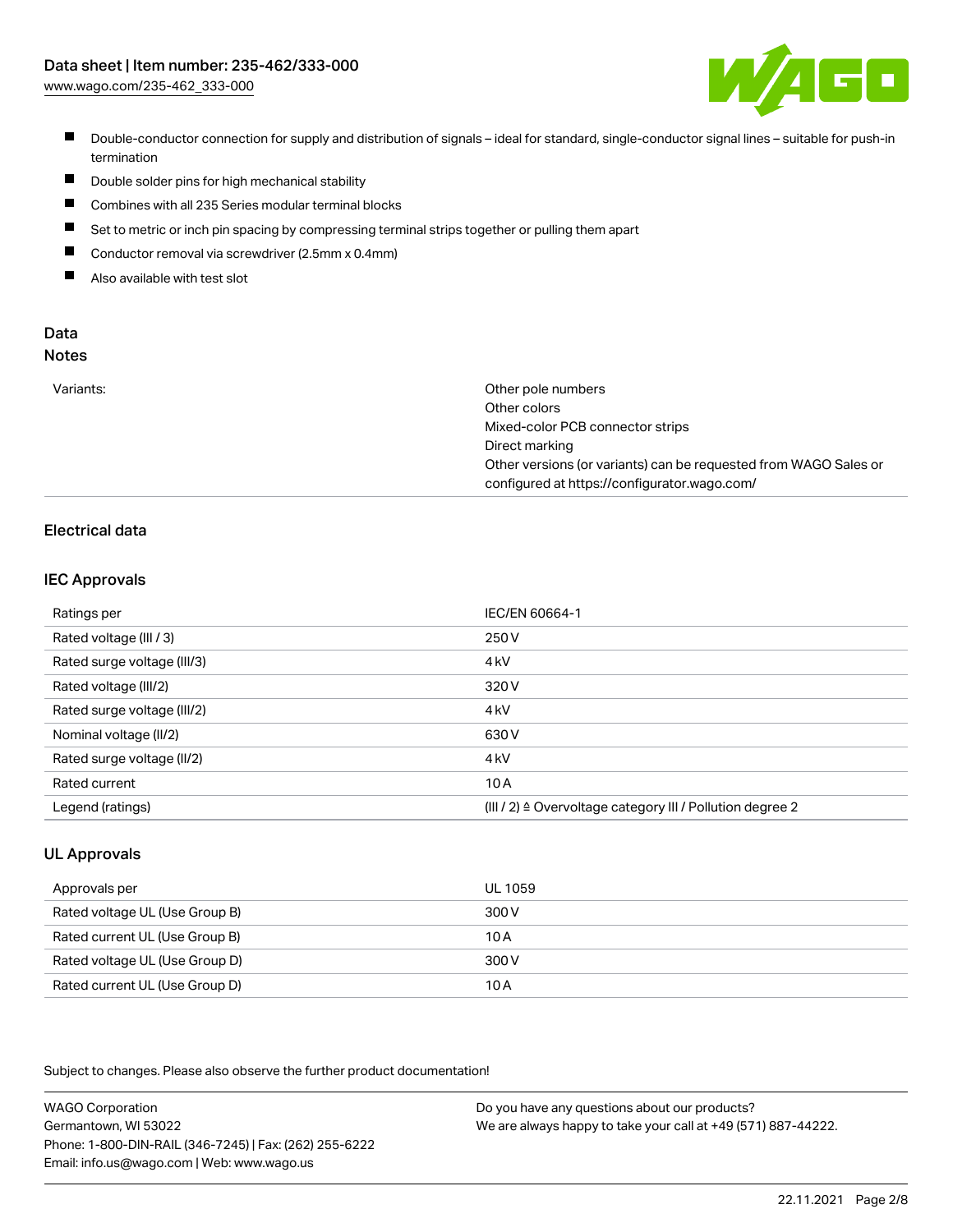- Double-conductor connection for supply and distribution of signals – ideal for standard, single-conductor signal lines – suitable for push-in termination
- Double solder pins for high mechanical stability
- Combines with all 235 Series modular terminal blocks
- Set to metric or inch pin spacing by compressing terminal strips together or pulling them apart
- Conductor removal via screwdriver (2.5mm x 0.4mm)
- Also available with test slot

## Data

### Notes

| | |
|---|---|
| Variants: | Other pole numbers<br>Other colors<br>Mixed-color PCB connector strips<br>Direct marking<br>Other versions (or variants) can be requested from WAGO Sales or configured at https://configurator.wago.com/ |

## Electrical data

### IEC Approvals

| | |
|---|---|
| Ratings per | IEC/EN 60664-1 |
| Rated voltage (III / 3) | 250 V |
| Rated surge voltage (III/3) | 4 kV |
| Rated voltage (III/2) | 320 V |
| Rated surge voltage (III/2) | 4 kV |
| Nominal voltage (II/2) | 630 V |
| Rated surge voltage (II/2) | 4 kV |
| Rated current | 10 A |
| Legend (ratings) | (III / 2) ≙ Overvoltage category III / Pollution degree 2 |

### UL Approvals

| | |
|---|---|
| Approvals per | UL 1059 |
| Rated voltage UL (Use Group B) | 300 V |
| Rated current UL (Use Group B) | 10 A |
| Rated voltage UL (Use Group D) | 300 V |
| Rated current UL (Use Group D) | 10 A |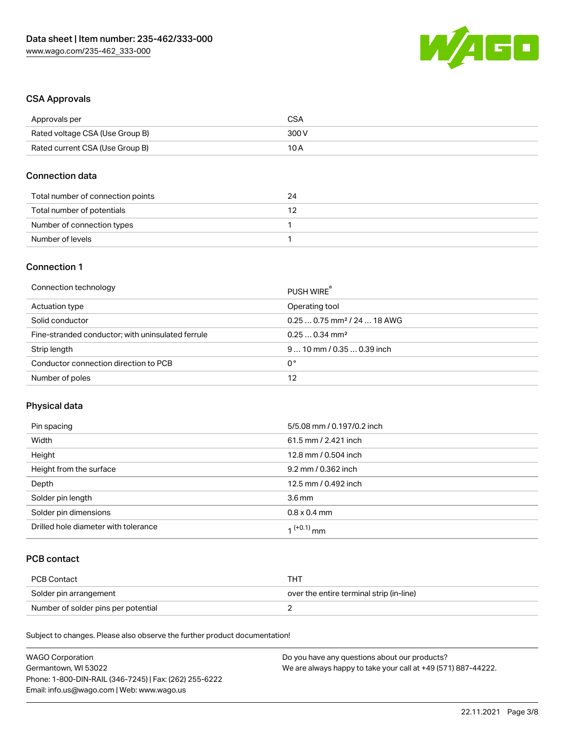## CSA Approvals

| Approvals per | CSA |
| --- | --- |
| Rated voltage CSA (Use Group B) | 300 V |
| Rated current CSA (Use Group B) | 10 A |

## Connection data

| Total number of connection points | 24 |
| --- | --- |
| Total number of potentials | 12 |
| Number of connection types | 1 |
| Number of levels | 1 |

## Connection 1

| Connection technology | PUSH WIRE® |
| --- | --- |
| Actuation type | Operating tool |
| Solid conductor | 0.25 … 0.75 mm² / 24 … 18 AWG |
| Fine-stranded conductor; with uninsulated ferrule | 0.25 … 0.34 mm² |
| Strip length | 9 … 10 mm / 0.35 … 0.39 inch |
| Conductor connection direction to PCB | 0 ° |
| Number of poles | 12 |

## Physical data

| Pin spacing | 5/5.08 mm / 0.197/0.2 inch |
| --- | --- |
| Width | 61.5 mm / 2.421 inch |
| Height | 12.8 mm / 0.504 inch |
| Height from the surface | 9.2 mm / 0.362 inch |
| Depth | 12.5 mm / 0.492 inch |
| Solder pin length | 3.6 mm |
| Solder pin dimensions | 0.8 x 0.4 mm |
| Drilled hole diameter with tolerance | $1^{(+0.1)}$ mm |

## PCB contact

| PCB Contact | THT |
| --- | --- |
| Solder pin arrangement | over the entire terminal strip (in-line) |
| Number of solder pins per potential | 2 |

Subject to changes. Please also observe the further product documentation!

WAGO Corporation
Germantown, WI 53022
Phone: 1-800-DIN-RAIL (346-7245) | Fax: (262) 255-6222
Email: info.us@wago.com | Web: www.wago.us

Do you have any questions about our products?
We are always happy to take your call at +49 (571) 887-44222.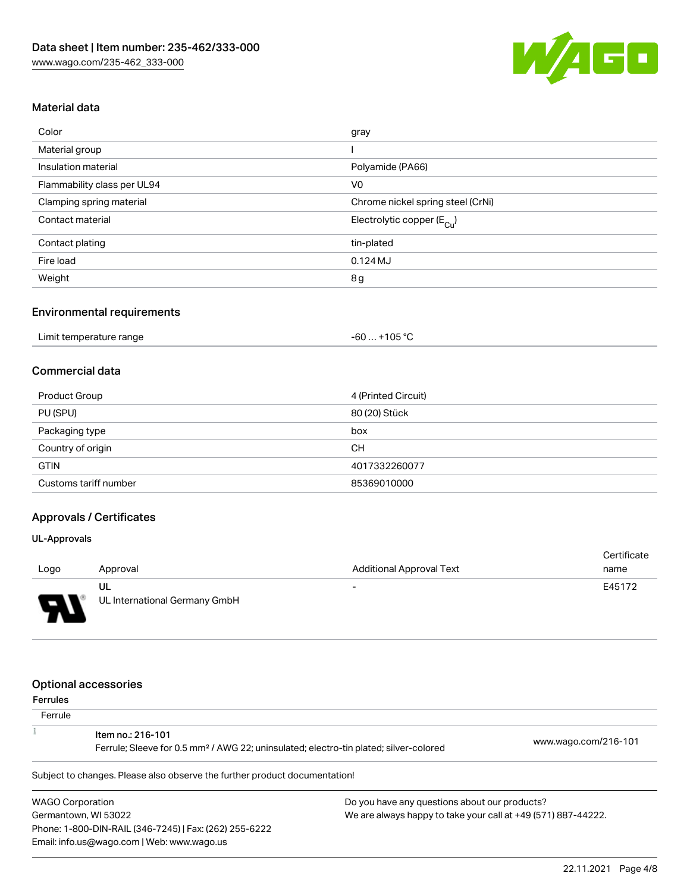## Material data

| Color | gray |
| --- | --- |
| Material group | I |
| Insulation material | Polyamide (PA66) |
| Flammability class per UL94 | V0 |
| Clamping spring material | Chrome nickel spring steel (CrNi) |
| Contact material | Electrolytic copper ($E_{Cu}$) |
| Contact plating | tin-plated |
| Fire load | 0.124 MJ |
| Weight | 8 g |

## Environmental requirements

| Limit temperature range | -60 … +105 °C |
| --- | --- |

## Commercial data

| Product Group | 4 (Printed Circuit) |
| --- | --- |
| PU (SPU) | 80 (20) Stück |
| Packaging type | box |
| Country of origin | CH |
| GTIN | 4017332260077 |
| Customs tariff number | 85369010000 |

## Approvals / Certificates

### UL-Approvals

| Logo | Approval | Additional Approval Text | Certificate name |
| --- | --- | --- | --- |
| | UL<br>UL International Germany GmbH | - | E45172 |

## Optional accessories

### Ferrules

| Ferrule | | |
| --- | --- | --- |
| | Item no.: 216-101<br>Ferrule; Sleeve for 0.5 mm² / AWG 22; uninsulated; electro-tin plated; silver-colored | www.wago.com/216-101 |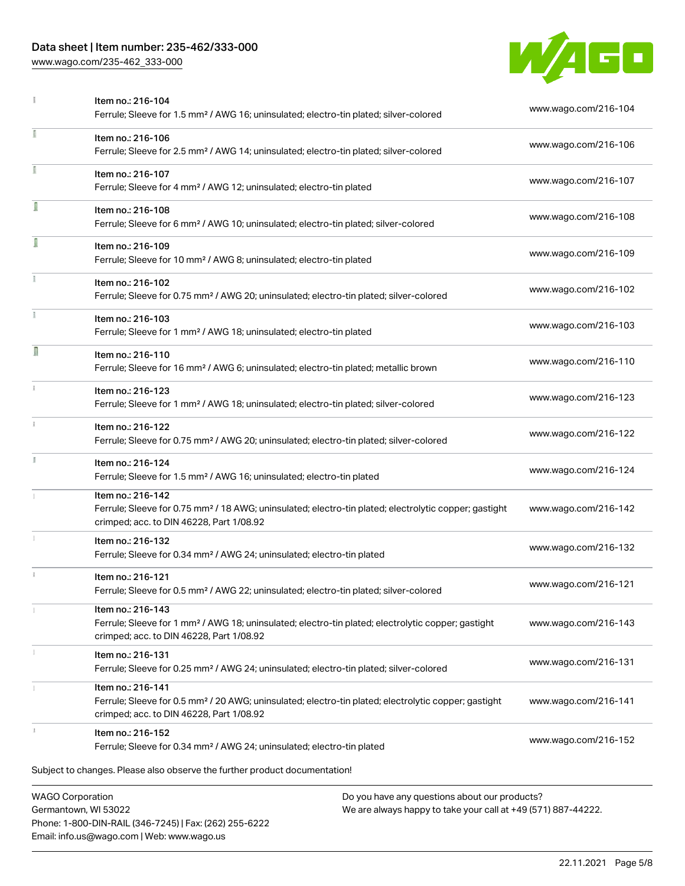| | Item | Link |
|---|---|---|
| | Item no.: 216-104<br>Ferrule; Sleeve for 1.5 mm² / AWG 16; uninsulated; electro-tin plated; silver-colored | www.wago.com/216-104 |
| | Item no.: 216-106<br>Ferrule; Sleeve for 2.5 mm² / AWG 14; uninsulated; electro-tin plated; silver-colored | www.wago.com/216-106 |
| | Item no.: 216-107<br>Ferrule; Sleeve for 4 mm² / AWG 12; uninsulated; electro-tin plated | www.wago.com/216-107 |
| | Item no.: 216-108<br>Ferrule; Sleeve for 6 mm² / AWG 10; uninsulated; electro-tin plated; silver-colored | www.wago.com/216-108 |
| | Item no.: 216-109<br>Ferrule; Sleeve for 10 mm² / AWG 8; uninsulated; electro-tin plated | www.wago.com/216-109 |
| | Item no.: 216-102<br>Ferrule; Sleeve for 0.75 mm² / AWG 20; uninsulated; electro-tin plated; silver-colored | www.wago.com/216-102 |
| | Item no.: 216-103<br>Ferrule; Sleeve for 1 mm² / AWG 18; uninsulated; electro-tin plated | www.wago.com/216-103 |
| | Item no.: 216-110<br>Ferrule; Sleeve for 16 mm² / AWG 6; uninsulated; electro-tin plated; metallic brown | www.wago.com/216-110 |
| | Item no.: 216-123<br>Ferrule; Sleeve for 1 mm² / AWG 18; uninsulated; electro-tin plated; silver-colored | www.wago.com/216-123 |
| | Item no.: 216-122<br>Ferrule; Sleeve for 0.75 mm² / AWG 20; uninsulated; electro-tin plated; silver-colored | www.wago.com/216-122 |
| | Item no.: 216-124<br>Ferrule; Sleeve for 1.5 mm² / AWG 16; uninsulated; electro-tin plated | www.wago.com/216-124 |
| | Item no.: 216-142<br>Ferrule; Sleeve for 0.75 mm² / 18 AWG; uninsulated; electro-tin plated; electrolytic copper; gastight crimped; acc. to DIN 46228, Part 1/08.92 | www.wago.com/216-142 |
| | Item no.: 216-132<br>Ferrule; Sleeve for 0.34 mm² / AWG 24; uninsulated; electro-tin plated | www.wago.com/216-132 |
| | Item no.: 216-121<br>Ferrule; Sleeve for 0.5 mm² / AWG 22; uninsulated; electro-tin plated; silver-colored | www.wago.com/216-121 |
| | Item no.: 216-143<br>Ferrule; Sleeve for 1 mm² / AWG 18; uninsulated; electro-tin plated; electrolytic copper; gastight crimped; acc. to DIN 46228, Part 1/08.92 | www.wago.com/216-143 |
| | Item no.: 216-131<br>Ferrule; Sleeve for 0.25 mm² / AWG 24; uninsulated; electro-tin plated; silver-colored | www.wago.com/216-131 |
| | Item no.: 216-141<br>Ferrule; Sleeve for 0.5 mm² / 20 AWG; uninsulated; electro-tin plated; electrolytic copper; gastight crimped; acc. to DIN 46228, Part 1/08.92 | www.wago.com/216-141 |
| | Item no.: 216-152<br>Ferrule; Sleeve for 0.34 mm² / AWG 24; uninsulated; electro-tin plated | www.wago.com/216-152 |

Subject to changes. Please also observe the further product documentation!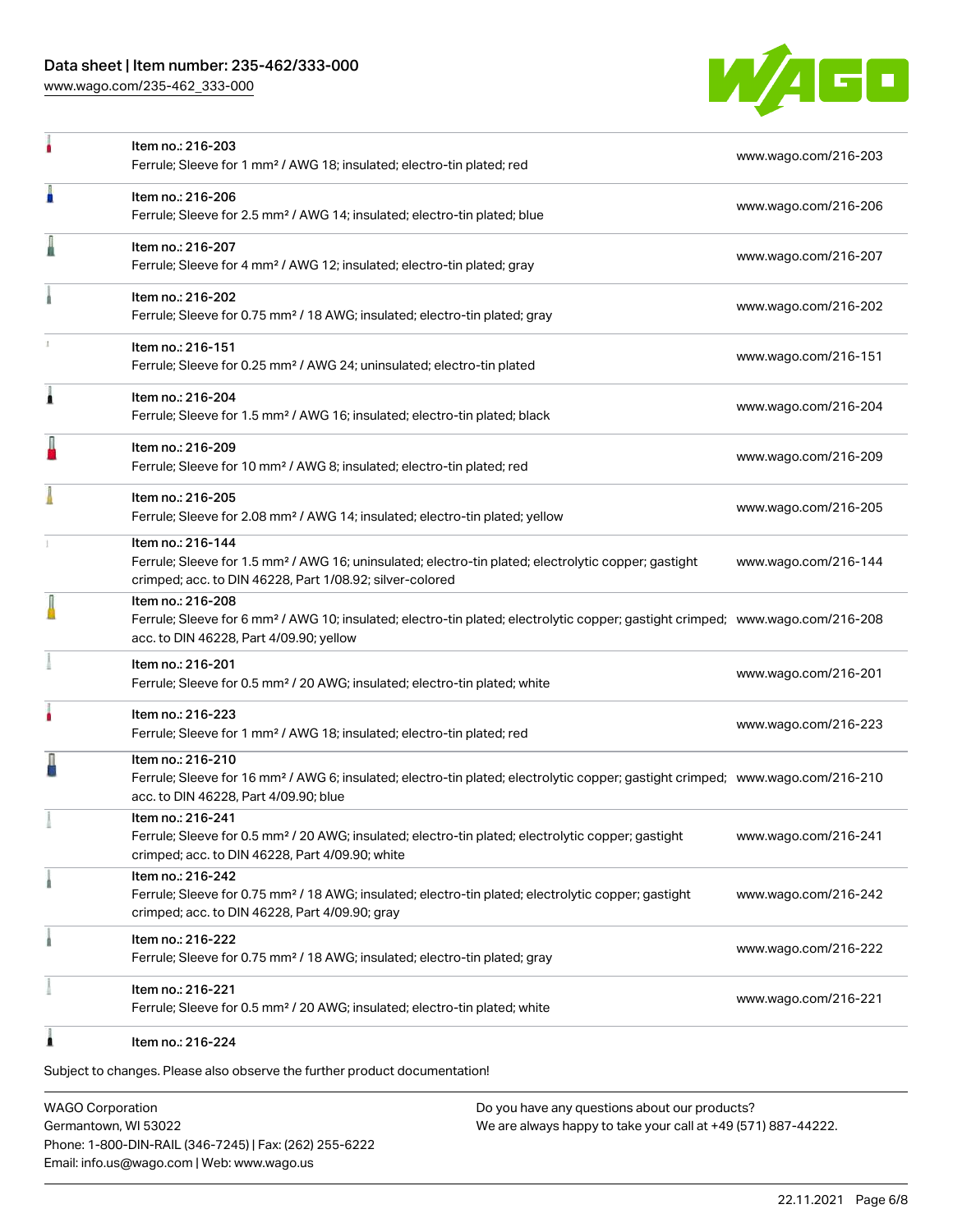| Item | Link |
| --- | --- |
| Item no.: 216-203<br>Ferrule; Sleeve for 1 mm² / AWG 18; insulated; electro-tin plated; red | www.wago.com/216-203 |
| Item no.: 216-206<br>Ferrule; Sleeve for 2.5 mm² / AWG 14; insulated; electro-tin plated; blue | www.wago.com/216-206 |
| Item no.: 216-207<br>Ferrule; Sleeve for 4 mm² / AWG 12; insulated; electro-tin plated; gray | www.wago.com/216-207 |
| Item no.: 216-202<br>Ferrule; Sleeve for 0.75 mm² / 18 AWG; insulated; electro-tin plated; gray | www.wago.com/216-202 |
| Item no.: 216-151<br>Ferrule; Sleeve for 0.25 mm² / AWG 24; uninsulated; electro-tin plated | www.wago.com/216-151 |
| Item no.: 216-204<br>Ferrule; Sleeve for 1.5 mm² / AWG 16; insulated; electro-tin plated; black | www.wago.com/216-204 |
| Item no.: 216-209<br>Ferrule; Sleeve for 10 mm² / AWG 8; insulated; electro-tin plated; red | www.wago.com/216-209 |
| Item no.: 216-205<br>Ferrule; Sleeve for 2.08 mm² / AWG 14; insulated; electro-tin plated; yellow | www.wago.com/216-205 |
| Item no.: 216-144<br>Ferrule; Sleeve for 1.5 mm² / AWG 16; uninsulated; electro-tin plated; electrolytic copper; gastight crimped; acc. to DIN 46228, Part 1/08.92; silver-colored | www.wago.com/216-144 |
| Item no.: 216-208<br>Ferrule; Sleeve for 6 mm² / AWG 10; insulated; electro-tin plated; electrolytic copper; gastight crimped; acc. to DIN 46228, Part 4/09.90; yellow | www.wago.com/216-208 |
| Item no.: 216-201<br>Ferrule; Sleeve for 0.5 mm² / 20 AWG; insulated; electro-tin plated; white | www.wago.com/216-201 |
| Item no.: 216-223<br>Ferrule; Sleeve for 1 mm² / AWG 18; insulated; electro-tin plated; red | www.wago.com/216-223 |
| Item no.: 216-210<br>Ferrule; Sleeve for 16 mm² / AWG 6; insulated; electro-tin plated; electrolytic copper; gastight crimped; acc. to DIN 46228, Part 4/09.90; blue | www.wago.com/216-210 |
| Item no.: 216-241<br>Ferrule; Sleeve for 0.5 mm² / 20 AWG; insulated; electro-tin plated; electrolytic copper; gastight crimped; acc. to DIN 46228, Part 4/09.90; white | www.wago.com/216-241 |
| Item no.: 216-242<br>Ferrule; Sleeve for 0.75 mm² / 18 AWG; insulated; electro-tin plated; electrolytic copper; gastight crimped; acc. to DIN 46228, Part 4/09.90; gray | www.wago.com/216-242 |
| Item no.: 216-222<br>Ferrule; Sleeve for 0.75 mm² / 18 AWG; insulated; electro-tin plated; gray | www.wago.com/216-222 |
| Item no.: 216-221<br>Ferrule; Sleeve for 0.5 mm² / 20 AWG; insulated; electro-tin plated; white | www.wago.com/216-221 |
| Item no.: 216-224 | |

Subject to changes. Please also observe the further product documentation!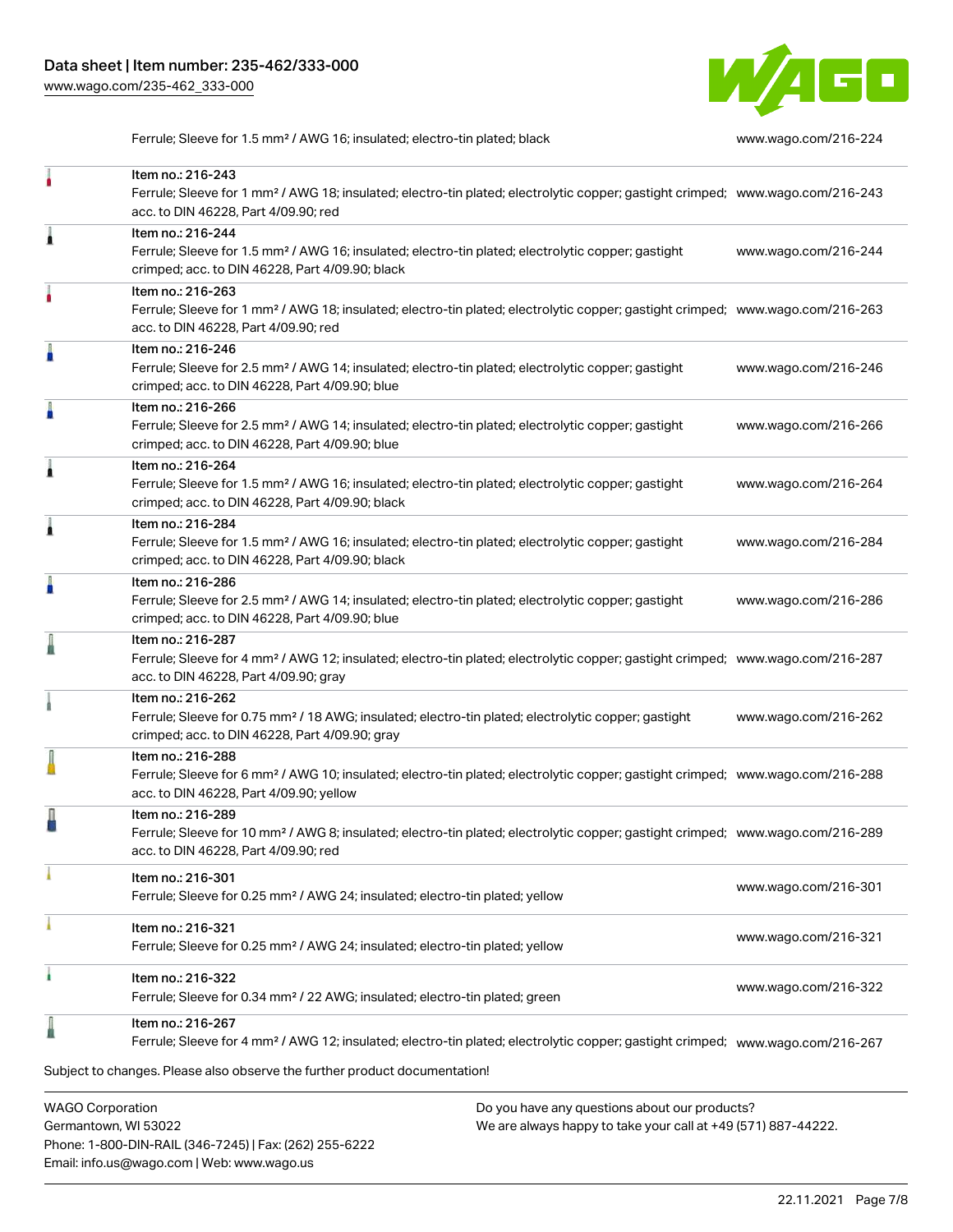| | | |
|---|---|---|
| | Ferrule; Sleeve for 1.5 mm² / AWG 16; insulated; electro-tin plated; black | www.wago.com/216-224 |
| | Item no.: 216-243<br>Ferrule; Sleeve for 1 mm² / AWG 18; insulated; electro-tin plated; electrolytic copper; gastight crimped; acc. to DIN 46228, Part 4/09.90; red | www.wago.com/216-243 |
| | Item no.: 216-244<br>Ferrule; Sleeve for 1.5 mm² / AWG 16; insulated; electro-tin plated; electrolytic copper; gastight crimped; acc. to DIN 46228, Part 4/09.90; black | www.wago.com/216-244 |
| | Item no.: 216-263<br>Ferrule; Sleeve for 1 mm² / AWG 18; insulated; electro-tin plated; electrolytic copper; gastight crimped; acc. to DIN 46228, Part 4/09.90; red | www.wago.com/216-263 |
| | Item no.: 216-246<br>Ferrule; Sleeve for 2.5 mm² / AWG 14; insulated; electro-tin plated; electrolytic copper; gastight crimped; acc. to DIN 46228, Part 4/09.90; blue | www.wago.com/216-246 |
| | Item no.: 216-266<br>Ferrule; Sleeve for 2.5 mm² / AWG 14; insulated; electro-tin plated; electrolytic copper; gastight crimped; acc. to DIN 46228, Part 4/09.90; blue | www.wago.com/216-266 |
| | Item no.: 216-264<br>Ferrule; Sleeve for 1.5 mm² / AWG 16; insulated; electro-tin plated; electrolytic copper; gastight crimped; acc. to DIN 46228, Part 4/09.90; black | www.wago.com/216-264 |
| | Item no.: 216-284<br>Ferrule; Sleeve for 1.5 mm² / AWG 16; insulated; electro-tin plated; electrolytic copper; gastight crimped; acc. to DIN 46228, Part 4/09.90; black | www.wago.com/216-284 |
| | Item no.: 216-286<br>Ferrule; Sleeve for 2.5 mm² / AWG 14; insulated; electro-tin plated; electrolytic copper; gastight crimped; acc. to DIN 46228, Part 4/09.90; blue | www.wago.com/216-286 |
| | Item no.: 216-287<br>Ferrule; Sleeve for 4 mm² / AWG 12; insulated; electro-tin plated; electrolytic copper; gastight crimped; acc. to DIN 46228, Part 4/09.90; gray | www.wago.com/216-287 |
| | Item no.: 216-262<br>Ferrule; Sleeve for 0.75 mm² / 18 AWG; insulated; electro-tin plated; electrolytic copper; gastight crimped; acc. to DIN 46228, Part 4/09.90; gray | www.wago.com/216-262 |
| | Item no.: 216-288<br>Ferrule; Sleeve for 6 mm² / AWG 10; insulated; electro-tin plated; electrolytic copper; gastight crimped; acc. to DIN 46228, Part 4/09.90; yellow | www.wago.com/216-288 |
| | Item no.: 216-289<br>Ferrule; Sleeve for 10 mm² / AWG 8; insulated; electro-tin plated; electrolytic copper; gastight crimped; acc. to DIN 46228, Part 4/09.90; red | www.wago.com/216-289 |
| | Item no.: 216-301<br>Ferrule; Sleeve for 0.25 mm² / AWG 24; insulated; electro-tin plated; yellow | www.wago.com/216-301 |
| | Item no.: 216-321<br>Ferrule; Sleeve for 0.25 mm² / AWG 24; insulated; electro-tin plated; yellow | www.wago.com/216-321 |
| | Item no.: 216-322<br>Ferrule; Sleeve for 0.34 mm² / 22 AWG; insulated; electro-tin plated; green | www.wago.com/216-322 |
| | Item no.: 216-267<br>Ferrule; Sleeve for 4 mm² / AWG 12; insulated; electro-tin plated; electrolytic copper; gastight crimped; | www.wago.com/216-267 |

Subject to changes. Please also observe the further product documentation!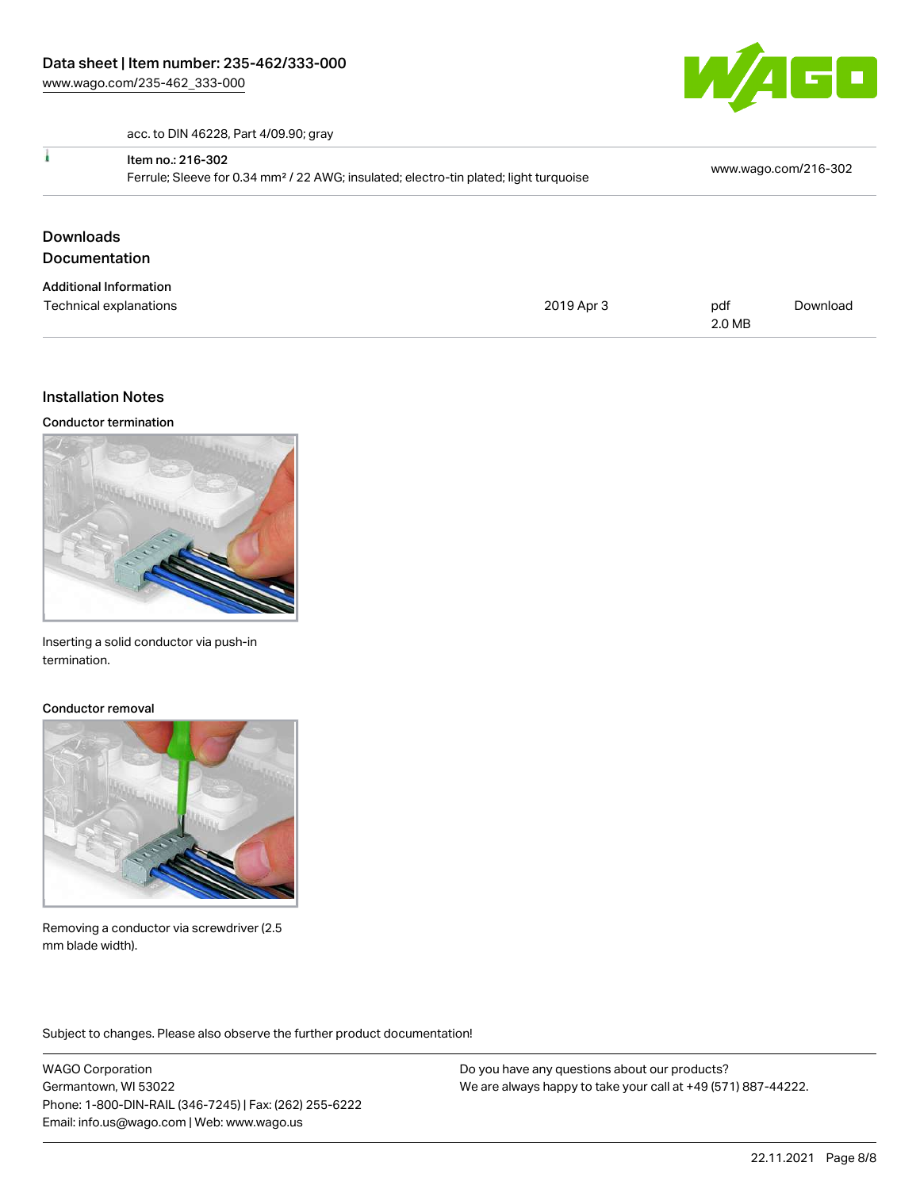acc. to DIN 46228, Part 4/09.90; gray

| | | |
|---|---|---|
| | Item no.: 216-302<br>Ferrule; Sleeve for 0.34 mm² / 22 AWG; insulated; electro-tin plated; light turquoise | www.wago.com/216-302 |

## Downloads

## Documentation

**Additional Information**

| | | | |
|---|---|---|---|
| Technical explanations | 2019 Apr 3 | pdf<br>2.0 MB | Download |

## Installation Notes

### Conductor termination

Inserting a solid conductor via push-in termination.

### Conductor removal

Removing a conductor via screwdriver (2.5 mm blade width).

Subject to changes. Please also observe the further product documentation!

WAGO Corporation
Germantown, WI 53022
Phone: 1-800-DIN-RAIL (346-7245) | Fax: (262) 255-6222
Email: info.us@wago.com | Web: www.wago.us

Do you have any questions about our products?
We are always happy to take your call at +49 (571) 887-44222.